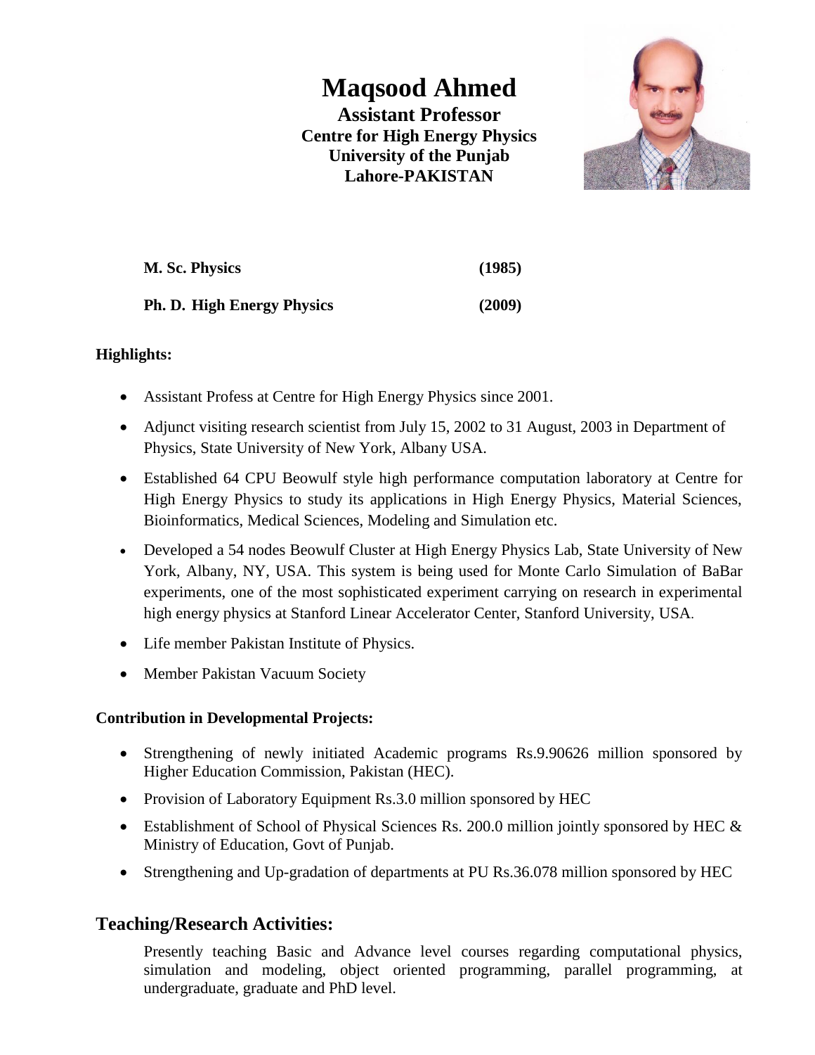# Maqsood Ahmed

**Assistant Professor**
**Centre for High Energy Physics**
**University of the Punjab**
**Lahore-PAKISTAN**

| | |
|---|---|
| **M. Sc. Physics** | **(1985)** |
| **Ph. D. High Energy Physics** | **(2009)** |

**Highlights:**

- Assistant Profess at Centre for High Energy Physics since 2001.
- Adjunct visiting research scientist from July 15, 2002 to 31 August, 2003 in Department of Physics, State University of New York, Albany USA.
- Established 64 CPU Beowulf style high performance computation laboratory at Centre for High Energy Physics to study its applications in High Energy Physics, Material Sciences, Bioinformatics, Medical Sciences, Modeling and Simulation etc.
- Developed a 54 nodes Beowulf Cluster at High Energy Physics Lab, State University of New York, Albany, NY, USA. This system is being used for Monte Carlo Simulation of BaBar experiments, one of the most sophisticated experiment carrying on research in experimental high energy physics at Stanford Linear Accelerator Center, Stanford University, USA.
- Life member Pakistan Institute of Physics.
- Member Pakistan Vacuum Society

**Contribution in Developmental Projects:**

- Strengthening of newly initiated Academic programs Rs.9.90626 million sponsored by Higher Education Commission, Pakistan (HEC).
- Provision of Laboratory Equipment Rs.3.0 million sponsored by HEC
- Establishment of School of Physical Sciences Rs. 200.0 million jointly sponsored by HEC & Ministry of Education, Govt of Punjab.
- Strengthening and Up-gradation of departments at PU Rs.36.078 million sponsored by HEC

## Teaching/Research Activities:

Presently teaching Basic and Advance level courses regarding computational physics, simulation and modeling, object oriented programming, parallel programming, at undergraduate, graduate and PhD level.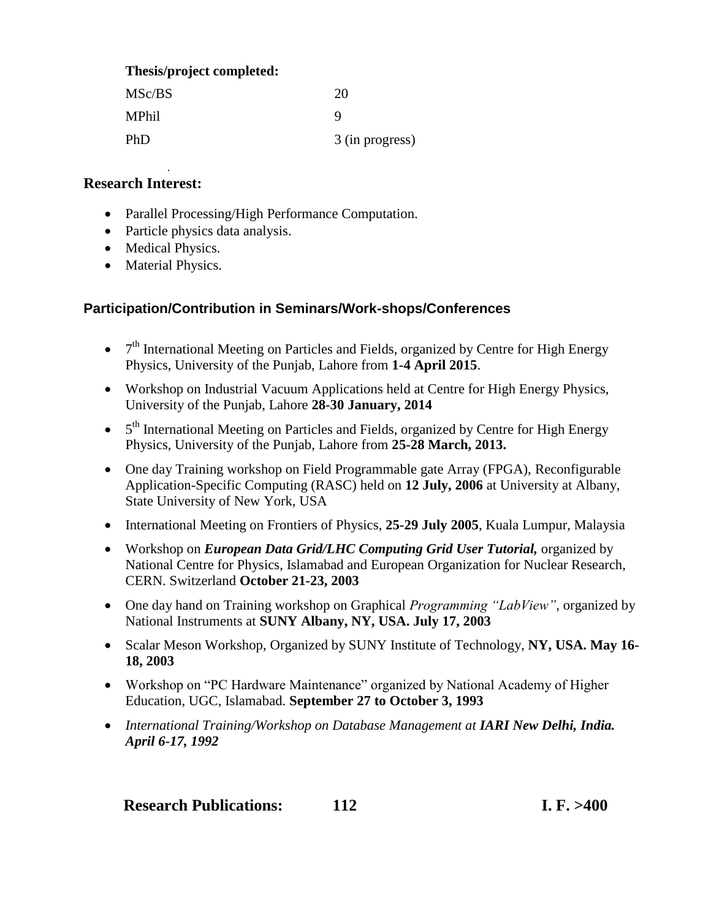**Thesis/project completed:**

| | |
|---|---|
| MSc/BS | 20 |
| MPhil | 9 |
| PhD | 3 (in progress) |

## Research Interest:

- Parallel Processing/High Performance Computation.
- Particle physics data analysis.
- Medical Physics.
- Material Physics.

## Participation/Contribution in Seminars/Work-shops/Conferences

- 7th International Meeting on Particles and Fields, organized by Centre for High Energy Physics, University of the Punjab, Lahore from **1-4 April 2015**.
- Workshop on Industrial Vacuum Applications held at Centre for High Energy Physics, University of the Punjab, Lahore **28-30 January, 2014**
- 5th International Meeting on Particles and Fields, organized by Centre for High Energy Physics, University of the Punjab, Lahore from **25-28 March, 2013.**
- One day Training workshop on Field Programmable gate Array (FPGA), Reconfigurable Application-Specific Computing (RASC) held on **12 July, 2006** at University at Albany, State University of New York, USA
- International Meeting on Frontiers of Physics, **25-29 July 2005**, Kuala Lumpur, Malaysia
- Workshop on ***European Data Grid/LHC Computing Grid User Tutorial,*** organized by National Centre for Physics, Islamabad and European Organization for Nuclear Research, CERN. Switzerland **October 21-23, 2003**
- One day hand on Training workshop on Graphical *Programming "LabView"*, organized by National Instruments at **SUNY Albany, NY, USA. July 17, 2003**
- Scalar Meson Workshop, Organized by SUNY Institute of Technology, **NY, USA. May 16-18, 2003**
- Workshop on "PC Hardware Maintenance" organized by National Academy of Higher Education, UGC, Islamabad. **September 27 to October 3, 1993**
- *International Training/Workshop on Database Management at **IARI New Delhi, India. April 6-17, 1992***

**Research Publications: 112 I. F. >400**